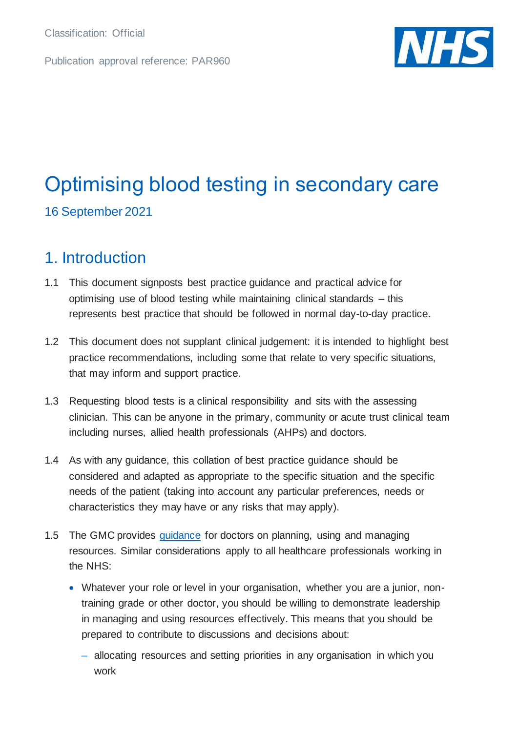Classification: Official

Publication approval reference: PAR960

# Optimising blood testing in secondary care

16 September 2021

## 1. Introduction

1.1 This document signposts best practice guidance and practical advice for optimising use of blood testing while maintaining clinical standards – this represents best practice that should be followed in normal day-to-day practice.

1.2 This document does not supplant clinical judgement: it is intended to highlight best practice recommendations, including some that relate to very specific situations, that may inform and support practice.

1.3 Requesting blood tests is a clinical responsibility and sits with the assessing clinician. This can be anyone in the primary, community or acute trust clinical team including nurses, allied health professionals (AHPs) and doctors.

1.4 As with any guidance, this collation of best practice guidance should be considered and adapted as appropriate to the specific situation and the specific needs of the patient (taking into account any particular preferences, needs or characteristics they may have or any risks that may apply).

1.5 The GMC provides guidance for doctors on planning, using and managing resources. Similar considerations apply to all healthcare professionals working in the NHS:

- Whatever your role or level in your organisation, whether you are a junior, non-training grade or other doctor, you should be willing to demonstrate leadership in managing and using resources effectively. This means that you should be prepared to contribute to discussions and decisions about:
  - allocating resources and setting priorities in any organisation in which you work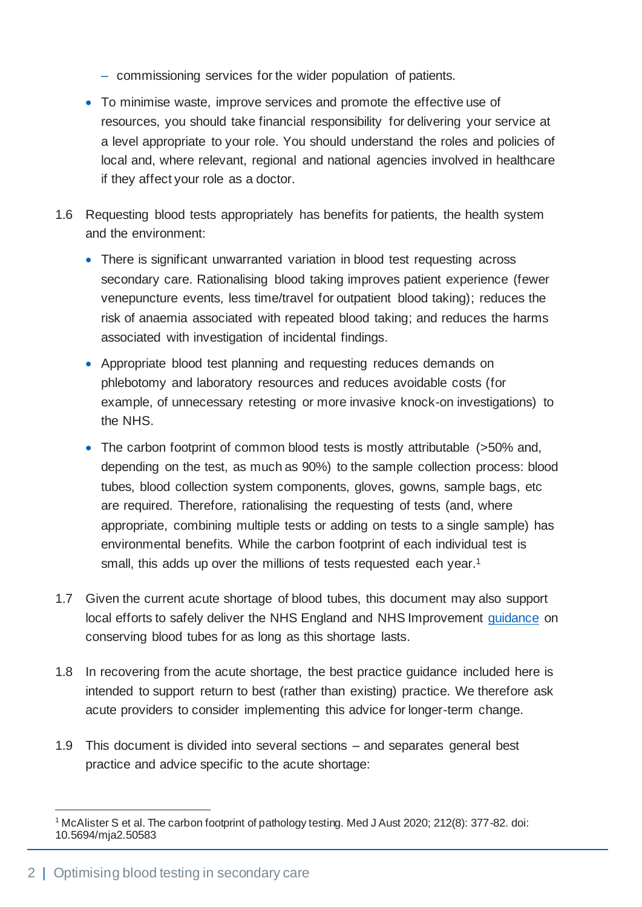- commissioning services for the wider population of patients.

- To minimise waste, improve services and promote the effective use of resources, you should take financial responsibility for delivering your service at a level appropriate to your role. You should understand the roles and policies of local and, where relevant, regional and national agencies involved in healthcare if they affect your role as a doctor.

1.6 Requesting blood tests appropriately has benefits for patients, the health system and the environment:

- There is significant unwarranted variation in blood test requesting across secondary care. Rationalising blood taking improves patient experience (fewer venepuncture events, less time/travel for outpatient blood taking); reduces the risk of anaemia associated with repeated blood taking; and reduces the harms associated with investigation of incidental findings.

- Appropriate blood test planning and requesting reduces demands on phlebotomy and laboratory resources and reduces avoidable costs (for example, of unnecessary retesting or more invasive knock-on investigations) to the NHS.

- The carbon footprint of common blood tests is mostly attributable (>50% and, depending on the test, as much as 90%) to the sample collection process: blood tubes, blood collection system components, gloves, gowns, sample bags, etc are required. Therefore, rationalising the requesting of tests (and, where appropriate, combining multiple tests or adding on tests to a single sample) has environmental benefits. While the carbon footprint of each individual test is small, this adds up over the millions of tests requested each year.[1]

1.7 Given the current acute shortage of blood tubes, this document may also support local efforts to safely deliver the NHS England and NHS Improvement guidance on conserving blood tubes for as long as this shortage lasts.

1.8 In recovering from the acute shortage, the best practice guidance included here is intended to support return to best (rather than existing) practice. We therefore ask acute providers to consider implementing this advice for longer-term change.

1.9 This document is divided into several sections – and separates general best practice and advice specific to the acute shortage:

---

[1] McAlister S et al. The carbon footprint of pathology testing. Med J Aust 2020; 212(8): 377-82. doi: 10.5694/mja2.50583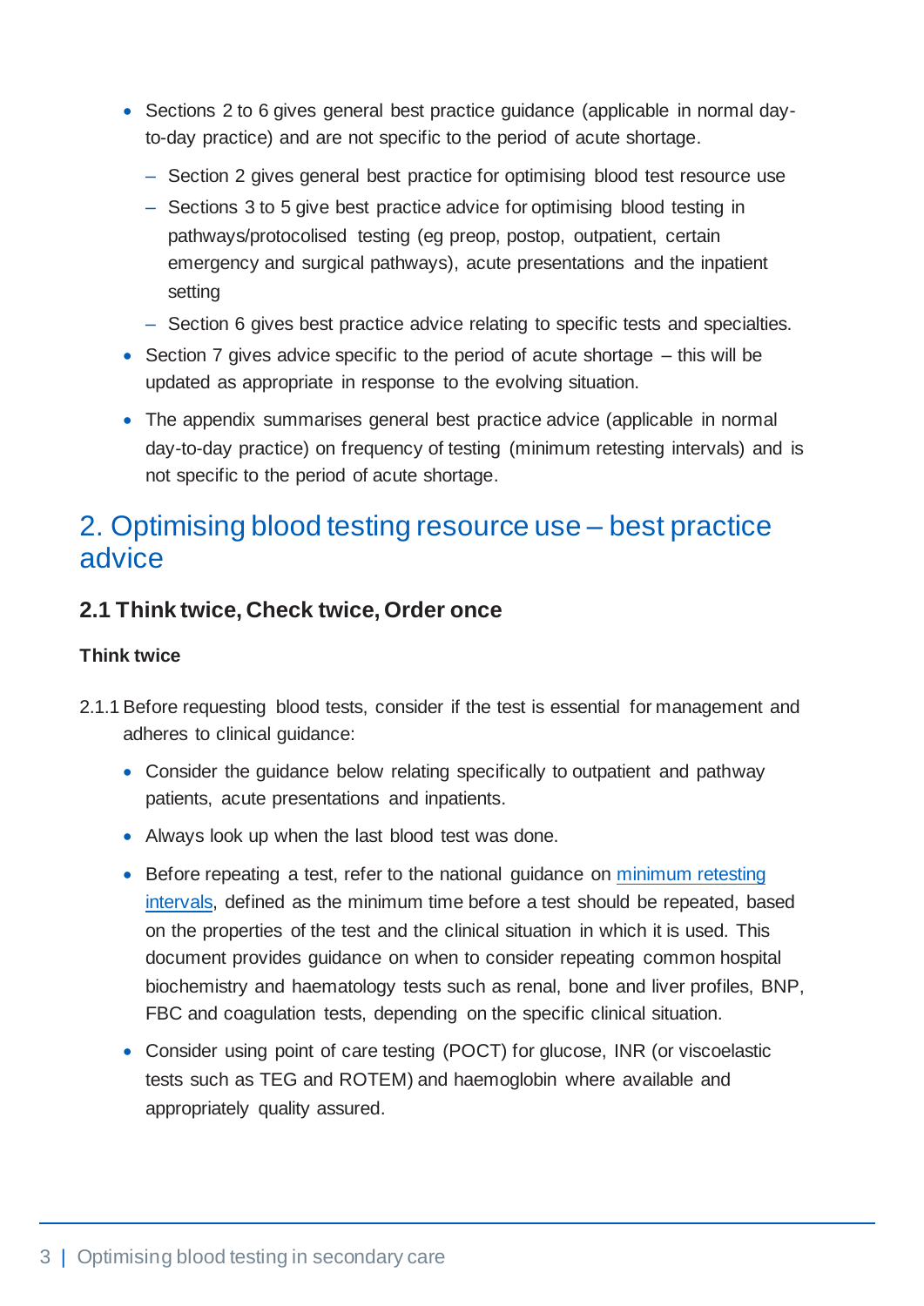- Sections 2 to 6 gives general best practice guidance (applicable in normal day-to-day practice) and are not specific to the period of acute shortage.
  - Section 2 gives general best practice for optimising blood test resource use
  - Sections 3 to 5 give best practice advice for optimising blood testing in pathways/protocolised testing (eg preop, postop, outpatient, certain emergency and surgical pathways), acute presentations and the inpatient setting
  - Section 6 gives best practice advice relating to specific tests and specialties.
- Section 7 gives advice specific to the period of acute shortage – this will be updated as appropriate in response to the evolving situation.
- The appendix summarises general best practice advice (applicable in normal day-to-day practice) on frequency of testing (minimum retesting intervals) and is not specific to the period of acute shortage.

# 2. Optimising blood testing resource use – best practice advice

## 2.1 Think twice, Check twice, Order once

### Think twice

2.1.1 Before requesting blood tests, consider if the test is essential for management and adheres to clinical guidance:

- Consider the guidance below relating specifically to outpatient and pathway patients, acute presentations and inpatients.
- Always look up when the last blood test was done.
- Before repeating a test, refer to the national guidance on minimum retesting intervals, defined as the minimum time before a test should be repeated, based on the properties of the test and the clinical situation in which it is used. This document provides guidance on when to consider repeating common hospital biochemistry and haematology tests such as renal, bone and liver profiles, BNP, FBC and coagulation tests, depending on the specific clinical situation.
- Consider using point of care testing (POCT) for glucose, INR (or viscoelastic tests such as TEG and ROTEM) and haemoglobin where available and appropriately quality assured.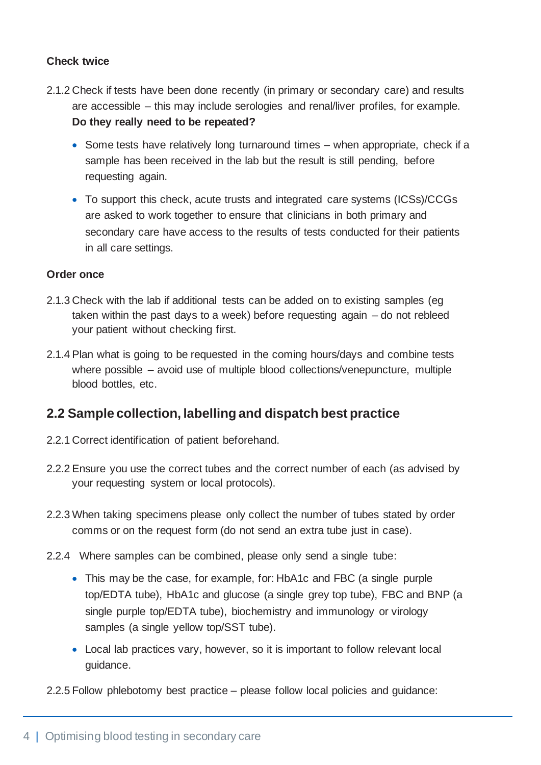**Check twice**

2.1.2 Check if tests have been done recently (in primary or secondary care) and results are accessible – this may include serologies and renal/liver profiles, for example. **Do they really need to be repeated?**

- Some tests have relatively long turnaround times – when appropriate, check if a sample has been received in the lab but the result is still pending, before requesting again.
- To support this check, acute trusts and integrated care systems (ICSs)/CCGs are asked to work together to ensure that clinicians in both primary and secondary care have access to the results of tests conducted for their patients in all care settings.

**Order once**

2.1.3 Check with the lab if additional tests can be added on to existing samples (eg taken within the past days to a week) before requesting again – do not rebleed your patient without checking first.

2.1.4 Plan what is going to be requested in the coming hours/days and combine tests where possible – avoid use of multiple blood collections/venepuncture, multiple blood bottles, etc.

## 2.2 Sample collection, labelling and dispatch best practice

2.2.1 Correct identification of patient beforehand.

2.2.2 Ensure you use the correct tubes and the correct number of each (as advised by your requesting system or local protocols).

2.2.3 When taking specimens please only collect the number of tubes stated by order comms or on the request form (do not send an extra tube just in case).

2.2.4 Where samples can be combined, please only send a single tube:

- This may be the case, for example, for: HbA1c and FBC (a single purple top/EDTA tube), HbA1c and glucose (a single grey top tube), FBC and BNP (a single purple top/EDTA tube), biochemistry and immunology or virology samples (a single yellow top/SST tube).
- Local lab practices vary, however, so it is important to follow relevant local guidance.

2.2.5 Follow phlebotomy best practice – please follow local policies and guidance: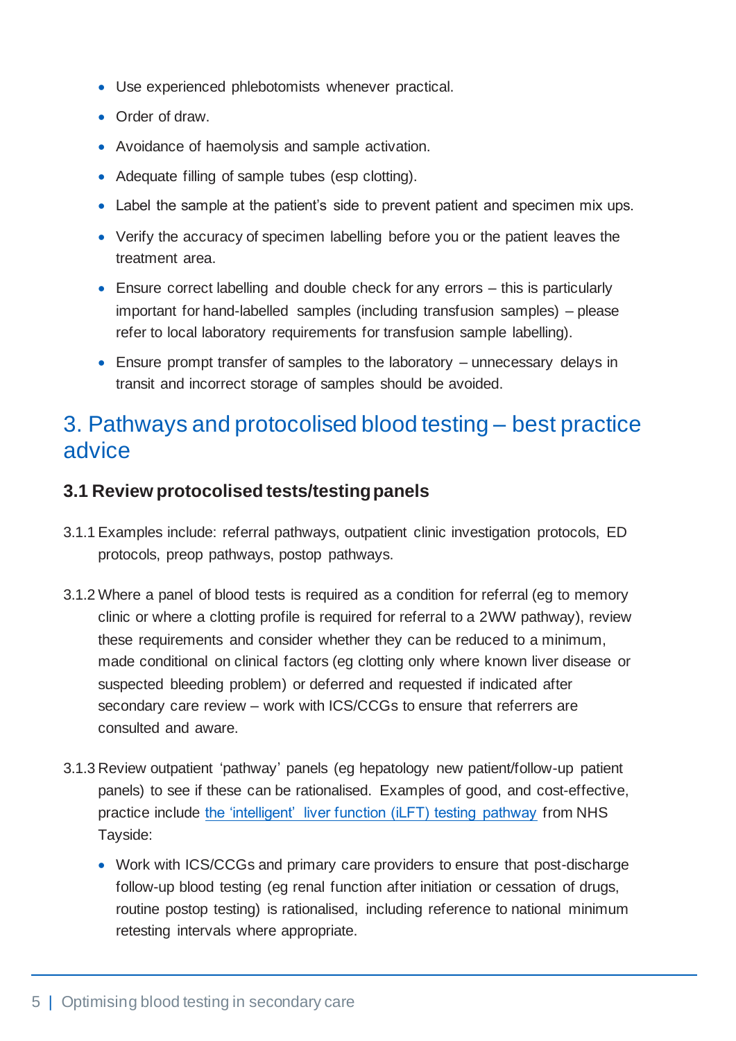- Use experienced phlebotomists whenever practical.
- Order of draw.
- Avoidance of haemolysis and sample activation.
- Adequate filling of sample tubes (esp clotting).
- Label the sample at the patient's side to prevent patient and specimen mix ups.
- Verify the accuracy of specimen labelling before you or the patient leaves the treatment area.
- Ensure correct labelling and double check for any errors – this is particularly important for hand-labelled samples (including transfusion samples) – please refer to local laboratory requirements for transfusion sample labelling).
- Ensure prompt transfer of samples to the laboratory – unnecessary delays in transit and incorrect storage of samples should be avoided.

## 3. Pathways and protocolised blood testing – best practice advice

### 3.1 Review protocolised tests/testing panels

3.1.1 Examples include: referral pathways, outpatient clinic investigation protocols, ED protocols, preop pathways, postop pathways.

3.1.2 Where a panel of blood tests is required as a condition for referral (eg to memory clinic or where a clotting profile is required for referral to a 2WW pathway), review these requirements and consider whether they can be reduced to a minimum, made conditional on clinical factors (eg clotting only where known liver disease or suspected bleeding problem) or deferred and requested if indicated after secondary care review – work with ICS/CCGs to ensure that referrers are consulted and aware.

3.1.3 Review outpatient 'pathway' panels (eg hepatology new patient/follow-up patient panels) to see if these can be rationalised. Examples of good, and cost-effective, practice include the 'intelligent' liver function (iLFT) testing pathway from NHS Tayside:

- Work with ICS/CCGs and primary care providers to ensure that post-discharge follow-up blood testing (eg renal function after initiation or cessation of drugs, routine postop testing) is rationalised, including reference to national minimum retesting intervals where appropriate.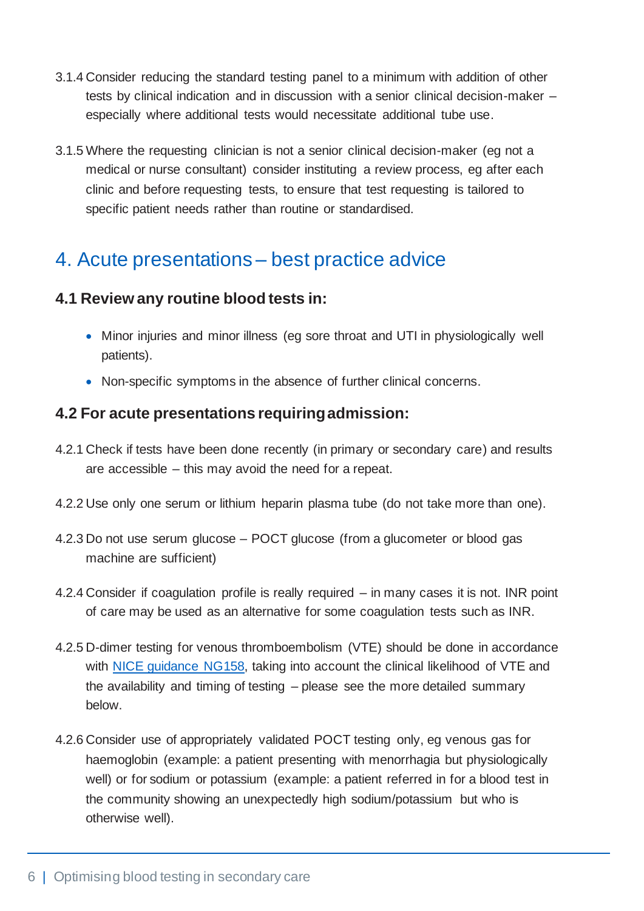3.1.4 Consider reducing the standard testing panel to a minimum with addition of other tests by clinical indication and in discussion with a senior clinical decision-maker – especially where additional tests would necessitate additional tube use.

3.1.5 Where the requesting clinician is not a senior clinical decision-maker (eg not a medical or nurse consultant) consider instituting a review process, eg after each clinic and before requesting tests, to ensure that test requesting is tailored to specific patient needs rather than routine or standardised.

## 4. Acute presentations – best practice advice

### 4.1 Review any routine blood tests in:

- Minor injuries and minor illness (eg sore throat and UTI in physiologically well patients).
- Non-specific symptoms in the absence of further clinical concerns.

### 4.2 For acute presentations requiring admission:

4.2.1 Check if tests have been done recently (in primary or secondary care) and results are accessible – this may avoid the need for a repeat.

4.2.2 Use only one serum or lithium heparin plasma tube (do not take more than one).

4.2.3 Do not use serum glucose – POCT glucose (from a glucometer or blood gas machine are sufficient)

4.2.4 Consider if coagulation profile is really required – in many cases it is not. INR point of care may be used as an alternative for some coagulation tests such as INR.

4.2.5 D-dimer testing for venous thromboembolism (VTE) should be done in accordance with NICE guidance NG158, taking into account the clinical likelihood of VTE and the availability and timing of testing – please see the more detailed summary below.

4.2.6 Consider use of appropriately validated POCT testing only, eg venous gas for haemoglobin (example: a patient presenting with menorrhagia but physiologically well) or for sodium or potassium (example: a patient referred in for a blood test in the community showing an unexpectedly high sodium/potassium but who is otherwise well).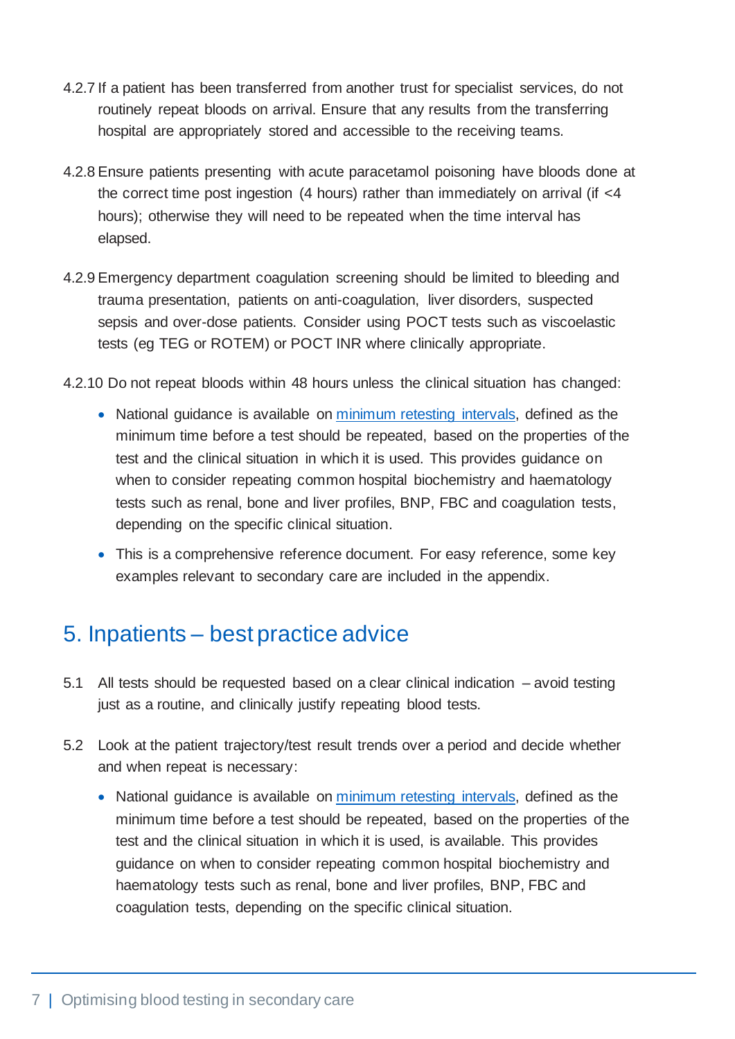4.2.7 If a patient has been transferred from another trust for specialist services, do not routinely repeat bloods on arrival. Ensure that any results from the transferring hospital are appropriately stored and accessible to the receiving teams.

4.2.8 Ensure patients presenting with acute paracetamol poisoning have bloods done at the correct time post ingestion (4 hours) rather than immediately on arrival (if <4 hours); otherwise they will need to be repeated when the time interval has elapsed.

4.2.9 Emergency department coagulation screening should be limited to bleeding and trauma presentation, patients on anti-coagulation, liver disorders, suspected sepsis and over-dose patients. Consider using POCT tests such as viscoelastic tests (eg TEG or ROTEM) or POCT INR where clinically appropriate.

4.2.10 Do not repeat bloods within 48 hours unless the clinical situation has changed:

- National guidance is available on minimum retesting intervals, defined as the minimum time before a test should be repeated, based on the properties of the test and the clinical situation in which it is used. This provides guidance on when to consider repeating common hospital biochemistry and haematology tests such as renal, bone and liver profiles, BNP, FBC and coagulation tests, depending on the specific clinical situation.
- This is a comprehensive reference document. For easy reference, some key examples relevant to secondary care are included in the appendix.

## 5. Inpatients – best practice advice

5.1 All tests should be requested based on a clear clinical indication – avoid testing just as a routine, and clinically justify repeating blood tests.

5.2 Look at the patient trajectory/test result trends over a period and decide whether and when repeat is necessary:

- National guidance is available on minimum retesting intervals, defined as the minimum time before a test should be repeated, based on the properties of the test and the clinical situation in which it is used, is available. This provides guidance on when to consider repeating common hospital biochemistry and haematology tests such as renal, bone and liver profiles, BNP, FBC and coagulation tests, depending on the specific clinical situation.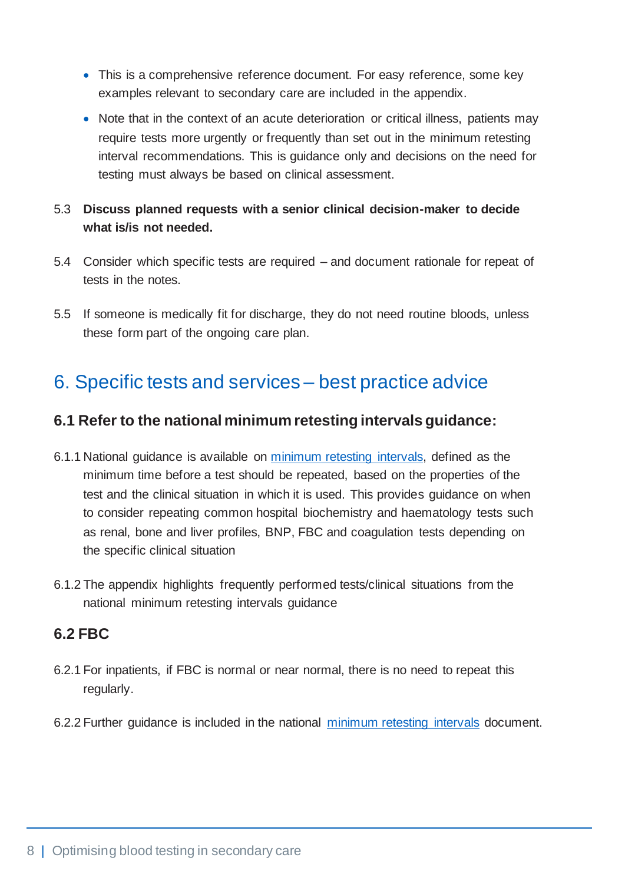- This is a comprehensive reference document. For easy reference, some key examples relevant to secondary care are included in the appendix.
- Note that in the context of an acute deterioration or critical illness, patients may require tests more urgently or frequently than set out in the minimum retesting interval recommendations. This is guidance only and decisions on the need for testing must always be based on clinical assessment.

5.3 **Discuss planned requests with a senior clinical decision-maker to decide what is/is not needed.**

5.4 Consider which specific tests are required – and document rationale for repeat of tests in the notes.

5.5 If someone is medically fit for discharge, they do not need routine bloods, unless these form part of the ongoing care plan.

## 6. Specific tests and services – best practice advice

### 6.1 Refer to the national minimum retesting intervals guidance:

6.1.1 National guidance is available on minimum retesting intervals, defined as the minimum time before a test should be repeated, based on the properties of the test and the clinical situation in which it is used. This provides guidance on when to consider repeating common hospital biochemistry and haematology tests such as renal, bone and liver profiles, BNP, FBC and coagulation tests depending on the specific clinical situation

6.1.2 The appendix highlights frequently performed tests/clinical situations from the national minimum retesting intervals guidance

### 6.2 FBC

6.2.1 For inpatients, if FBC is normal or near normal, there is no need to repeat this regularly.

6.2.2 Further guidance is included in the national minimum retesting intervals document.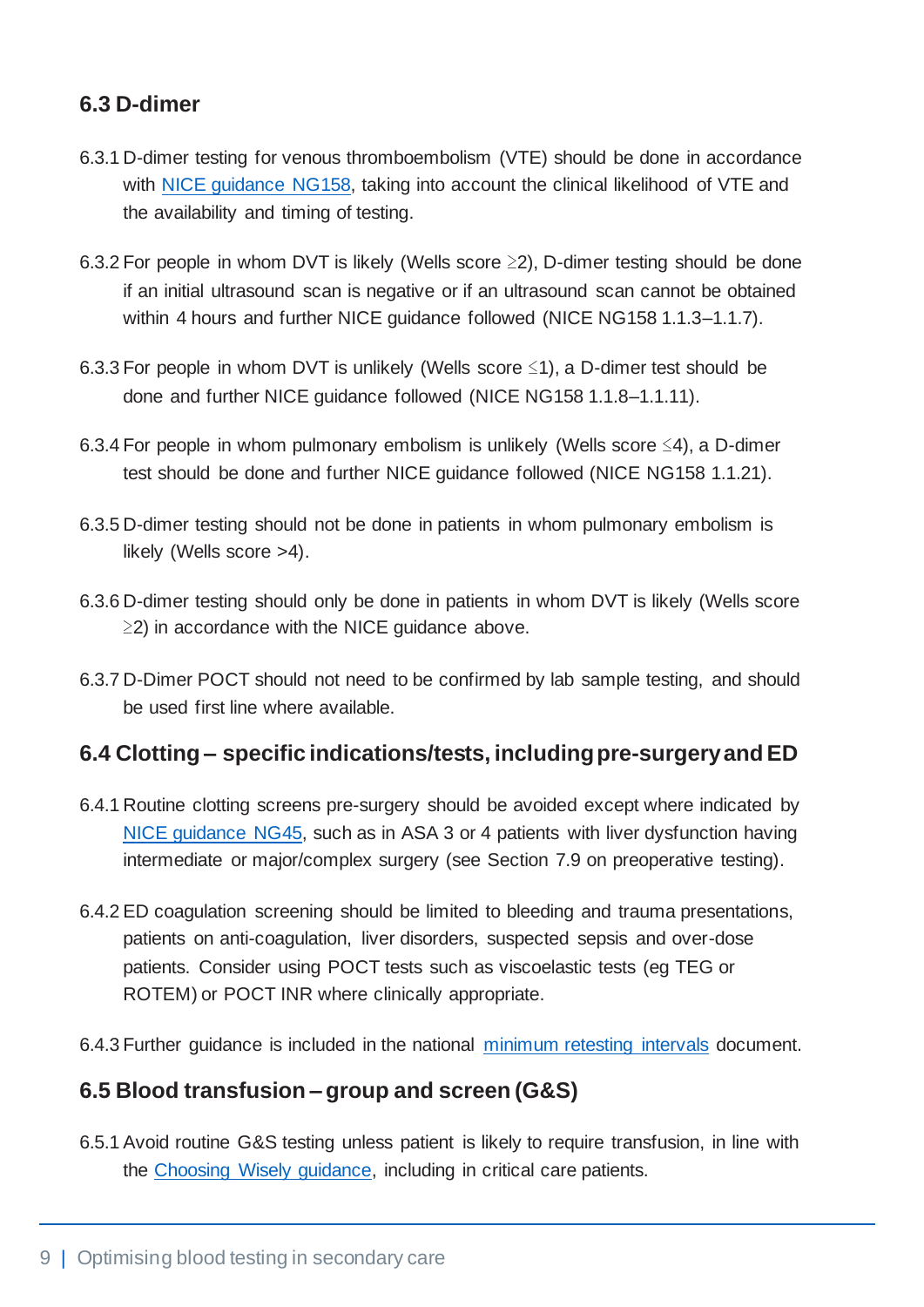### 6.3 D-dimer

6.3.1 D-dimer testing for venous thromboembolism (VTE) should be done in accordance with NICE guidance NG158, taking into account the clinical likelihood of VTE and the availability and timing of testing.

6.3.2 For people in whom DVT is likely (Wells score ≥2), D-dimer testing should be done if an initial ultrasound scan is negative or if an ultrasound scan cannot be obtained within 4 hours and further NICE guidance followed (NICE NG158 1.1.3–1.1.7).

6.3.3 For people in whom DVT is unlikely (Wells score ≤1), a D-dimer test should be done and further NICE guidance followed (NICE NG158 1.1.8–1.1.11).

6.3.4 For people in whom pulmonary embolism is unlikely (Wells score ≤4), a D-dimer test should be done and further NICE guidance followed (NICE NG158 1.1.21).

6.3.5 D-dimer testing should not be done in patients in whom pulmonary embolism is likely (Wells score >4).

6.3.6 D-dimer testing should only be done in patients in whom DVT is likely (Wells score ≥2) in accordance with the NICE guidance above.

6.3.7 D-Dimer POCT should not need to be confirmed by lab sample testing, and should be used first line where available.

### 6.4 Clotting – specific indications/tests, including pre-surgery and ED

6.4.1 Routine clotting screens pre-surgery should be avoided except where indicated by NICE guidance NG45, such as in ASA 3 or 4 patients with liver dysfunction having intermediate or major/complex surgery (see Section 7.9 on preoperative testing).

6.4.2 ED coagulation screening should be limited to bleeding and trauma presentations, patients on anti-coagulation, liver disorders, suspected sepsis and over-dose patients. Consider using POCT tests such as viscoelastic tests (eg TEG or ROTEM) or POCT INR where clinically appropriate.

6.4.3 Further guidance is included in the national minimum retesting intervals document.

### 6.5 Blood transfusion – group and screen (G&S)

6.5.1 Avoid routine G&S testing unless patient is likely to require transfusion, in line with the Choosing Wisely guidance, including in critical care patients.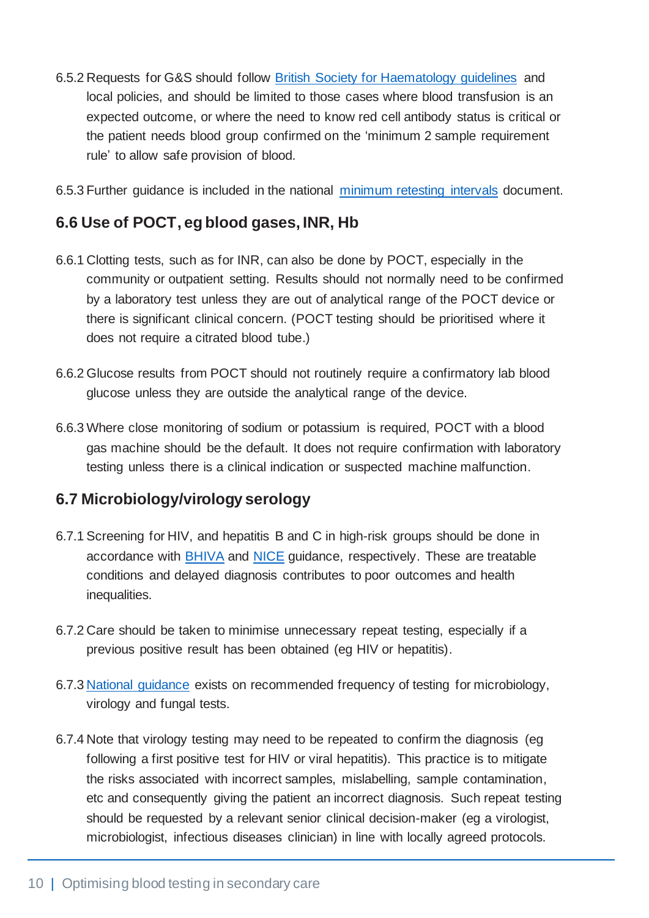6.5.2 Requests for G&S should follow British Society for Haematology guidelines and local policies, and should be limited to those cases where blood transfusion is an expected outcome, or where the need to know red cell antibody status is critical or the patient needs blood group confirmed on the 'minimum 2 sample requirement rule' to allow safe provision of blood.

6.5.3 Further guidance is included in the national minimum retesting intervals document.

## 6.6 Use of POCT, eg blood gases, INR, Hb

6.6.1 Clotting tests, such as for INR, can also be done by POCT, especially in the community or outpatient setting. Results should not normally need to be confirmed by a laboratory test unless they are out of analytical range of the POCT device or there is significant clinical concern. (POCT testing should be prioritised where it does not require a citrated blood tube.)

6.6.2 Glucose results from POCT should not routinely require a confirmatory lab blood glucose unless they are outside the analytical range of the device.

6.6.3 Where close monitoring of sodium or potassium is required, POCT with a blood gas machine should be the default. It does not require confirmation with laboratory testing unless there is a clinical indication or suspected machine malfunction.

## 6.7 Microbiology/virology serology

6.7.1 Screening for HIV, and hepatitis B and C in high-risk groups should be done in accordance with BHIVA and NICE guidance, respectively. These are treatable conditions and delayed diagnosis contributes to poor outcomes and health inequalities.

6.7.2 Care should be taken to minimise unnecessary repeat testing, especially if a previous positive result has been obtained (eg HIV or hepatitis).

6.7.3 National guidance exists on recommended frequency of testing for microbiology, virology and fungal tests.

6.7.4 Note that virology testing may need to be repeated to confirm the diagnosis (eg following a first positive test for HIV or viral hepatitis). This practice is to mitigate the risks associated with incorrect samples, mislabelling, sample contamination, etc and consequently giving the patient an incorrect diagnosis. Such repeat testing should be requested by a relevant senior clinical decision-maker (eg a virologist, microbiologist, infectious diseases clinician) in line with locally agreed protocols.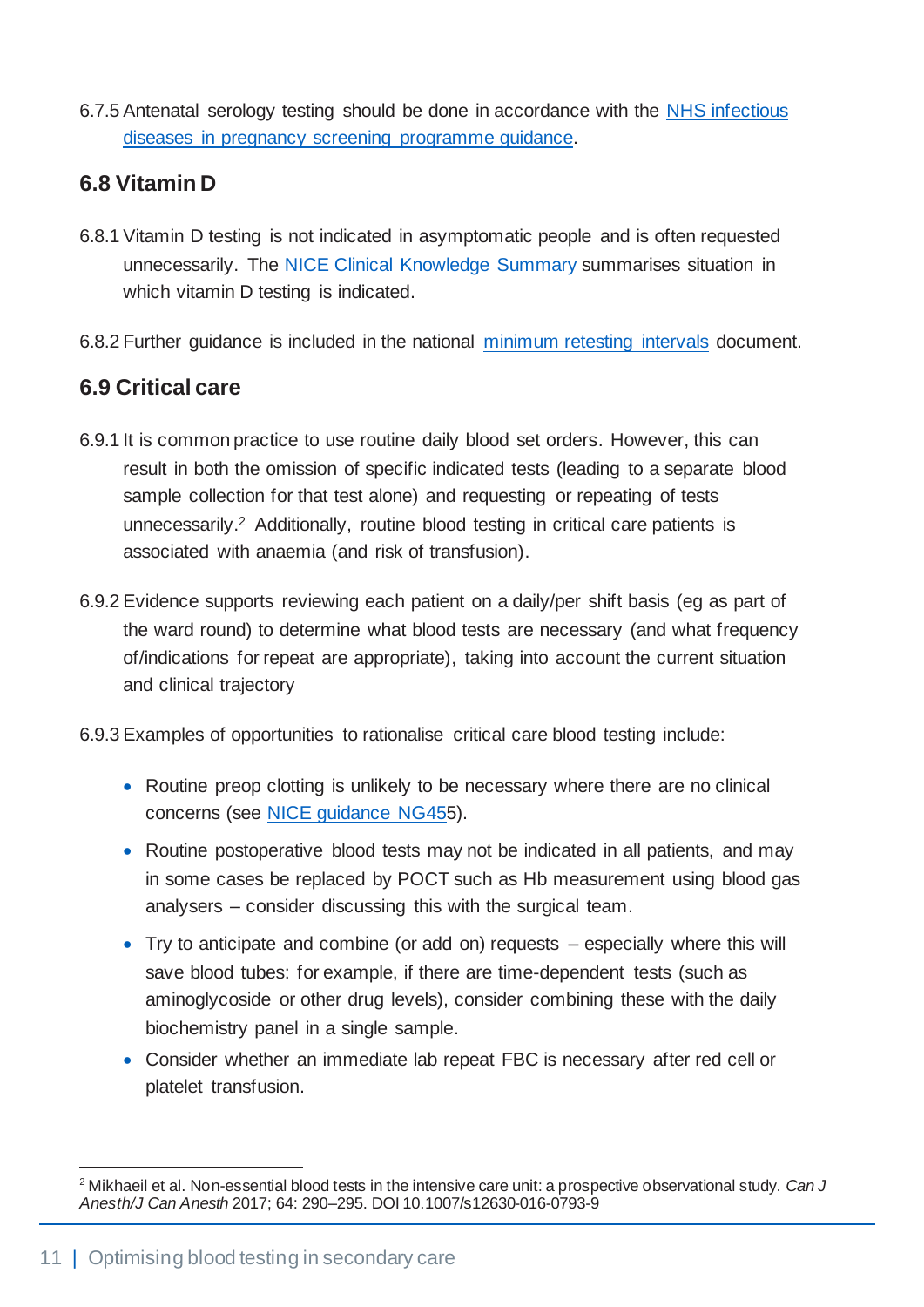6.7.5 Antenatal serology testing should be done in accordance with the [NHS infectious diseases in pregnancy screening programme guidance].

## 6.8 Vitamin D

6.8.1 Vitamin D testing is not indicated in asymptomatic people and is often requested unnecessarily. The [NICE Clinical Knowledge Summary] summarises situation in which vitamin D testing is indicated.

6.8.2 Further guidance is included in the national [minimum retesting intervals] document.

## 6.9 Critical care

6.9.1 It is common practice to use routine daily blood set orders. However, this can result in both the omission of specific indicated tests (leading to a separate blood sample collection for that test alone) and requesting or repeating of tests unnecessarily.[2] Additionally, routine blood testing in critical care patients is associated with anaemia (and risk of transfusion).

6.9.2 Evidence supports reviewing each patient on a daily/per shift basis (eg as part of the ward round) to determine what blood tests are necessary (and what frequency of/indications for repeat are appropriate), taking into account the current situation and clinical trajectory

6.9.3 Examples of opportunities to rationalise critical care blood testing include:

- Routine preop clotting is unlikely to be necessary where there are no clinical concerns (see [NICE guidance NG45]5).
- Routine postoperative blood tests may not be indicated in all patients, and may in some cases be replaced by POCT such as Hb measurement using blood gas analysers – consider discussing this with the surgical team.
- Try to anticipate and combine (or add on) requests – especially where this will save blood tubes: for example, if there are time-dependent tests (such as aminoglycoside or other drug levels), consider combining these with the daily biochemistry panel in a single sample.
- Consider whether an immediate lab repeat FBC is necessary after red cell or platelet transfusion.

---

[2] Mikhaeil et al. Non-essential blood tests in the intensive care unit: a prospective observational study. *Can J Anesth/J Can Anesth* 2017; 64: 290–295. DOI 10.1007/s12630-016-0793-9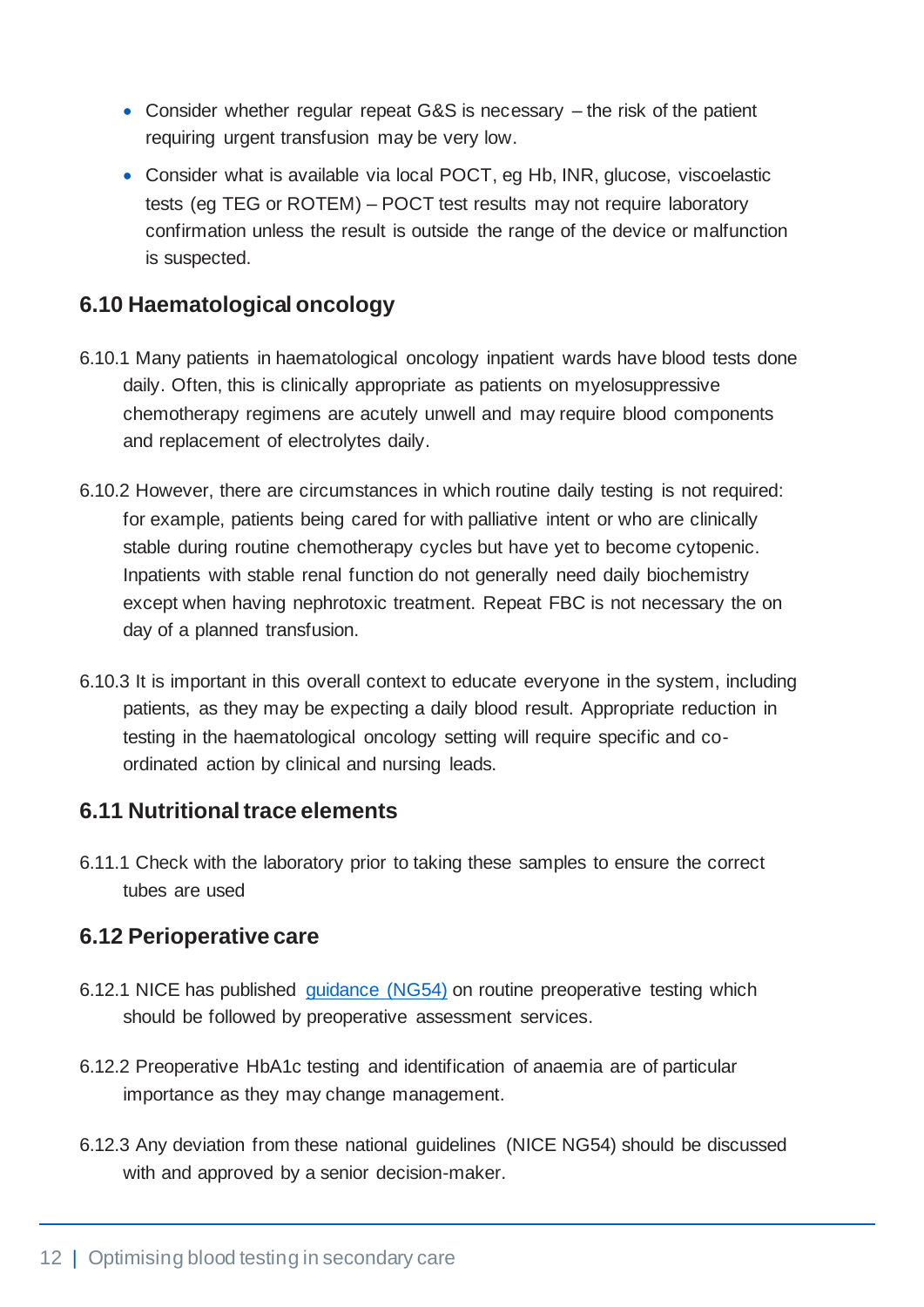- Consider whether regular repeat G&S is necessary – the risk of the patient requiring urgent transfusion may be very low.
- Consider what is available via local POCT, eg Hb, INR, glucose, viscoelastic tests (eg TEG or ROTEM) – POCT test results may not require laboratory confirmation unless the result is outside the range of the device or malfunction is suspected.

## 6.10 Haematological oncology

6.10.1 Many patients in haematological oncology inpatient wards have blood tests done daily. Often, this is clinically appropriate as patients on myelosuppressive chemotherapy regimens are acutely unwell and may require blood components and replacement of electrolytes daily.

6.10.2 However, there are circumstances in which routine daily testing is not required: for example, patients being cared for with palliative intent or who are clinically stable during routine chemotherapy cycles but have yet to become cytopenic. Inpatients with stable renal function do not generally need daily biochemistry except when having nephrotoxic treatment. Repeat FBC is not necessary the on day of a planned transfusion.

6.10.3 It is important in this overall context to educate everyone in the system, including patients, as they may be expecting a daily blood result. Appropriate reduction in testing in the haematological oncology setting will require specific and co-ordinated action by clinical and nursing leads.

## 6.11 Nutritional trace elements

6.11.1 Check with the laboratory prior to taking these samples to ensure the correct tubes are used

## 6.12 Perioperative care

6.12.1 NICE has published guidance (NG54) on routine preoperative testing which should be followed by preoperative assessment services.

6.12.2 Preoperative HbA1c testing and identification of anaemia are of particular importance as they may change management.

6.12.3 Any deviation from these national guidelines (NICE NG54) should be discussed with and approved by a senior decision-maker.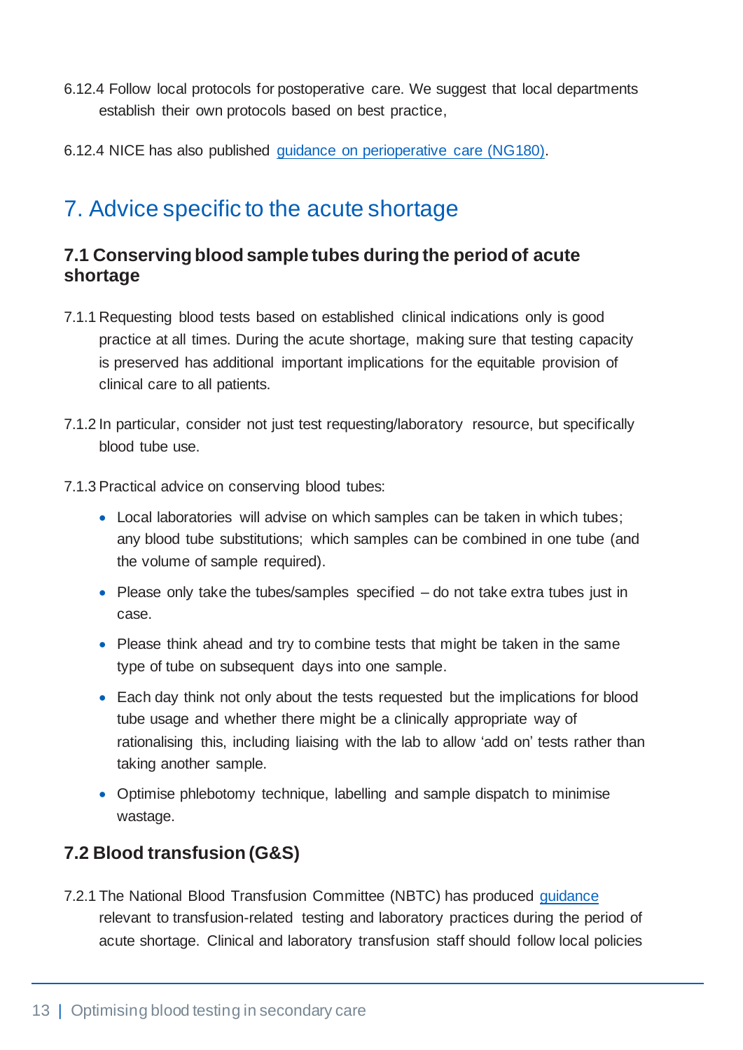6.12.4 Follow local protocols for postoperative care. We suggest that local departments establish their own protocols based on best practice,

6.12.4 NICE has also published [guidance on perioperative care (NG180)](#).

# 7. Advice specific to the acute shortage

## 7.1 Conserving blood sample tubes during the period of acute shortage

7.1.1 Requesting blood tests based on established clinical indications only is good practice at all times. During the acute shortage, making sure that testing capacity is preserved has additional important implications for the equitable provision of clinical care to all patients.

7.1.2 In particular, consider not just test requesting/laboratory resource, but specifically blood tube use.

7.1.3 Practical advice on conserving blood tubes:

- Local laboratories will advise on which samples can be taken in which tubes; any blood tube substitutions; which samples can be combined in one tube (and the volume of sample required).
- Please only take the tubes/samples specified – do not take extra tubes just in case.
- Please think ahead and try to combine tests that might be taken in the same type of tube on subsequent days into one sample.
- Each day think not only about the tests requested but the implications for blood tube usage and whether there might be a clinically appropriate way of rationalising this, including liaising with the lab to allow 'add on' tests rather than taking another sample.
- Optimise phlebotomy technique, labelling and sample dispatch to minimise wastage.

## 7.2 Blood transfusion (G&S)

7.2.1 The National Blood Transfusion Committee (NBTC) has produced [guidance](#) relevant to transfusion-related testing and laboratory practices during the period of acute shortage. Clinical and laboratory transfusion staff should follow local policies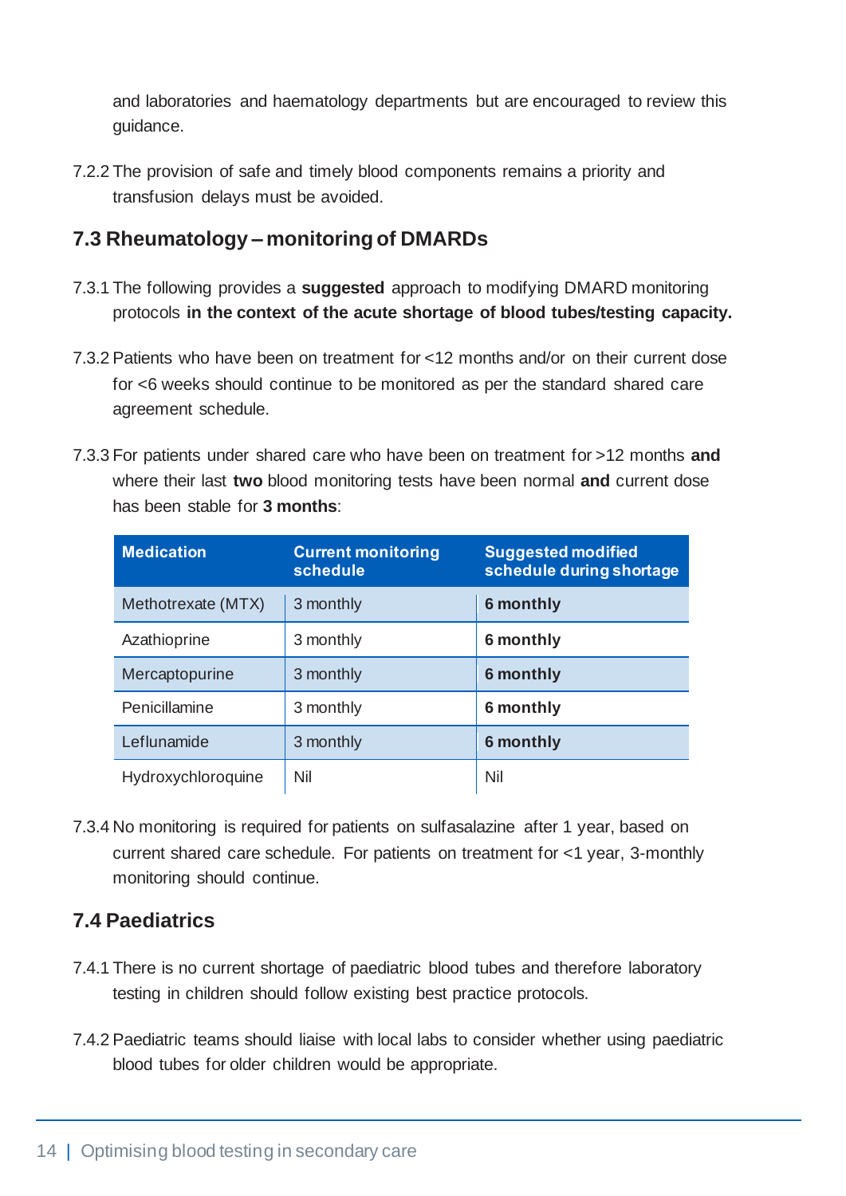and laboratories and haematology departments but are encouraged to review this guidance.

7.2.2 The provision of safe and timely blood components remains a priority and transfusion delays must be avoided.

## 7.3 Rheumatology – monitoring of DMARDs

7.3.1 The following provides a **suggested** approach to modifying DMARD monitoring protocols **in the context of the acute shortage of blood tubes/testing capacity.**

7.3.2 Patients who have been on treatment for <12 months and/or on their current dose for <6 weeks should continue to be monitored as per the standard shared care agreement schedule.

7.3.3 For patients under shared care who have been on treatment for >12 months **and** where their last **two** blood monitoring tests have been normal **and** current dose has been stable for **3 months**:

| Medication | Current monitoring schedule | Suggested modified schedule during shortage |
|---|---|---|
| Methotrexate (MTX) | 3 monthly | **6 monthly** |
| Azathioprine | 3 monthly | **6 monthly** |
| Mercaptopurine | 3 monthly | **6 monthly** |
| Penicillamine | 3 monthly | **6 monthly** |
| Leflunamide | 3 monthly | **6 monthly** |
| Hydroxychloroquine | Nil | Nil |

7.3.4 No monitoring is required for patients on sulfasalazine after 1 year, based on current shared care schedule. For patients on treatment for <1 year, 3-monthly monitoring should continue.

## 7.4 Paediatrics

7.4.1 There is no current shortage of paediatric blood tubes and therefore laboratory testing in children should follow existing best practice protocols.

7.4.2 Paediatric teams should liaise with local labs to consider whether using paediatric blood tubes for older children would be appropriate.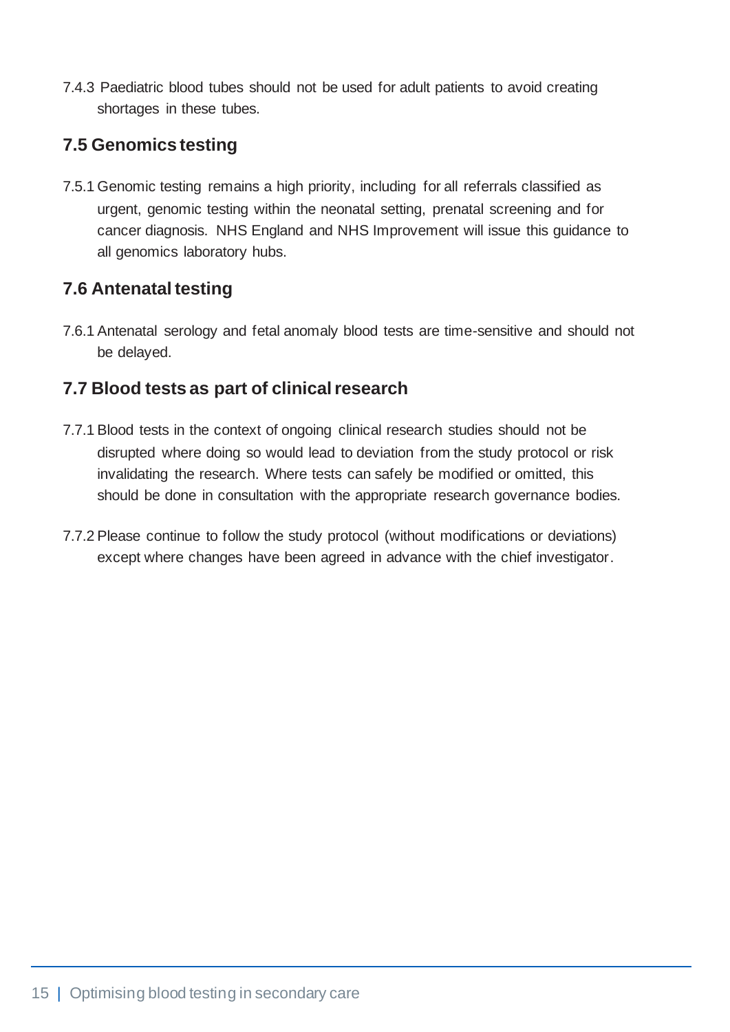7.4.3 Paediatric blood tubes should not be used for adult patients to avoid creating shortages in these tubes.

## 7.5 Genomics testing

7.5.1 Genomic testing remains a high priority, including for all referrals classified as urgent, genomic testing within the neonatal setting, prenatal screening and for cancer diagnosis. NHS England and NHS Improvement will issue this guidance to all genomics laboratory hubs.

## 7.6 Antenatal testing

7.6.1 Antenatal serology and fetal anomaly blood tests are time-sensitive and should not be delayed.

## 7.7 Blood tests as part of clinical research

7.7.1 Blood tests in the context of ongoing clinical research studies should not be disrupted where doing so would lead to deviation from the study protocol or risk invalidating the research. Where tests can safely be modified or omitted, this should be done in consultation with the appropriate research governance bodies.

7.7.2 Please continue to follow the study protocol (without modifications or deviations) except where changes have been agreed in advance with the chief investigator.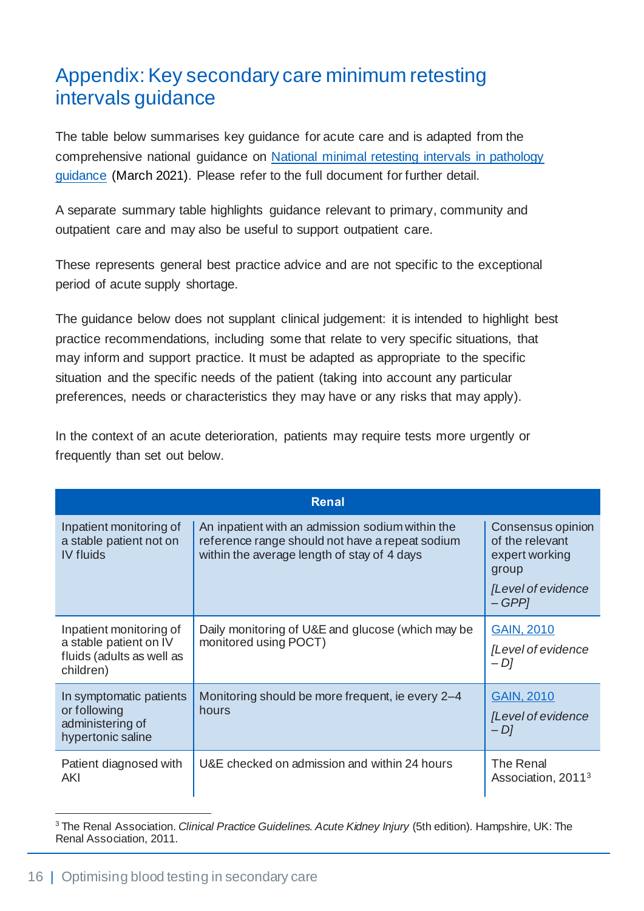# Appendix: Key secondary care minimum retesting intervals guidance

The table below summarises key guidance for acute care and is adapted from the comprehensive national guidance on [National minimal retesting intervals in pathology guidance](#) (March 2021). Please refer to the full document for further detail.

A separate summary table highlights guidance relevant to primary, community and outpatient care and may also be useful to support outpatient care.

These represents general best practice advice and are not specific to the exceptional period of acute supply shortage.

The guidance below does not supplant clinical judgement: it is intended to highlight best practice recommendations, including some that relate to very specific situations, that may inform and support practice. It must be adapted as appropriate to the specific situation and the specific needs of the patient (taking into account any particular preferences, needs or characteristics they may have or any risks that may apply).

In the context of an acute deterioration, patients may require tests more urgently or frequently than set out below.

| **Renal** | | |
|---|---|---|
| Inpatient monitoring of a stable patient not on IV fluids | An inpatient with an admission sodium within the reference range should not have a repeat sodium within the average length of stay of 4 days | Consensus opinion of the relevant expert working group *[Level of evidence – GPP]* |
| Inpatient monitoring of a stable patient on IV fluids (adults as well as children) | Daily monitoring of U&E and glucose (which may be monitored using POCT) | GAIN, 2010 *[Level of evidence – D]* |
| In symptomatic patients or following administering of hypertonic saline | Monitoring should be more frequent, ie every 2–4 hours | GAIN, 2010 *[Level of evidence – D]* |
| Patient diagnosed with AKI | U&E checked on admission and within 24 hours | The Renal Association, 2011[3] |

[3] The Renal Association. *Clinical Practice Guidelines. Acute Kidney Injury* (5th edition). Hampshire, UK: The Renal Association, 2011.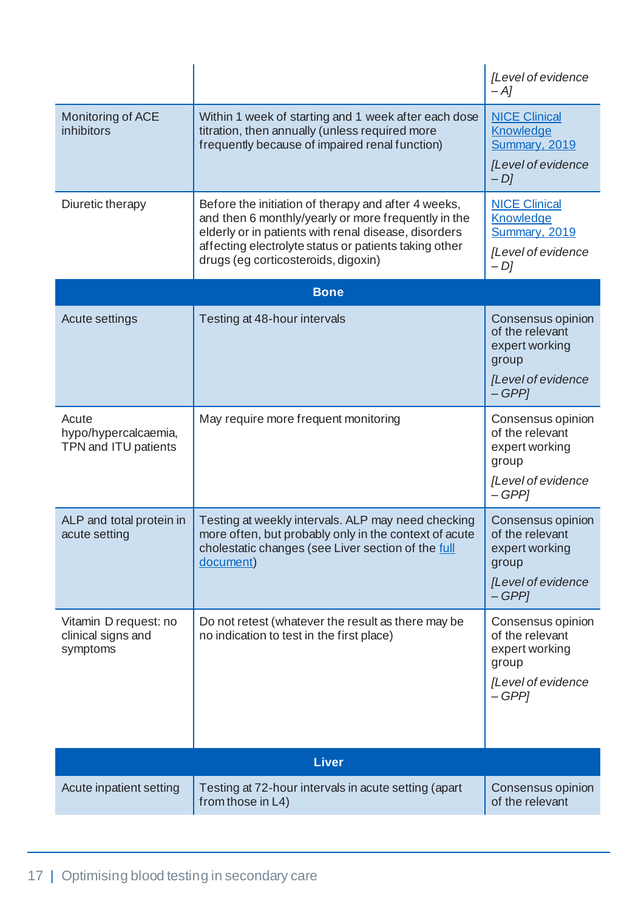| | | |
|---|---|---|
| | | *[Level of evidence – A]* |
| Monitoring of ACE inhibitors | Within 1 week of starting and 1 week after each dose titration, then annually (unless required more frequently because of impaired renal function) | NICE Clinical Knowledge Summary, 2019<br>*[Level of evidence – D]* |
| Diuretic therapy | Before the initiation of therapy and after 4 weeks, and then 6 monthly/yearly or more frequently in the elderly or in patients with renal disease, disorders affecting electrolyte status or patients taking other drugs (eg corticosteroids, digoxin) | NICE Clinical Knowledge Summary, 2019<br>*[Level of evidence – D]* |
| **Bone** | | |
| Acute settings | Testing at 48-hour intervals | Consensus opinion of the relevant expert working group<br>*[Level of evidence – GPP]* |
| Acute hypo/hypercalcaemia, TPN and ITU patients | May require more frequent monitoring | Consensus opinion of the relevant expert working group<br>*[Level of evidence – GPP]* |
| ALP and total protein in acute setting | Testing at weekly intervals. ALP may need checking more often, but probably only in the context of acute cholestatic changes (see Liver section of the full document) | Consensus opinion of the relevant expert working group<br>*[Level of evidence – GPP]* |
| Vitamin D request: no clinical signs and symptoms | Do not retest (whatever the result as there may be no indication to test in the first place) | Consensus opinion of the relevant expert working group<br>*[Level of evidence – GPP]* |
| **Liver** | | |
| Acute inpatient setting | Testing at 72-hour intervals in acute setting (apart from those in L4) | Consensus opinion of the relevant |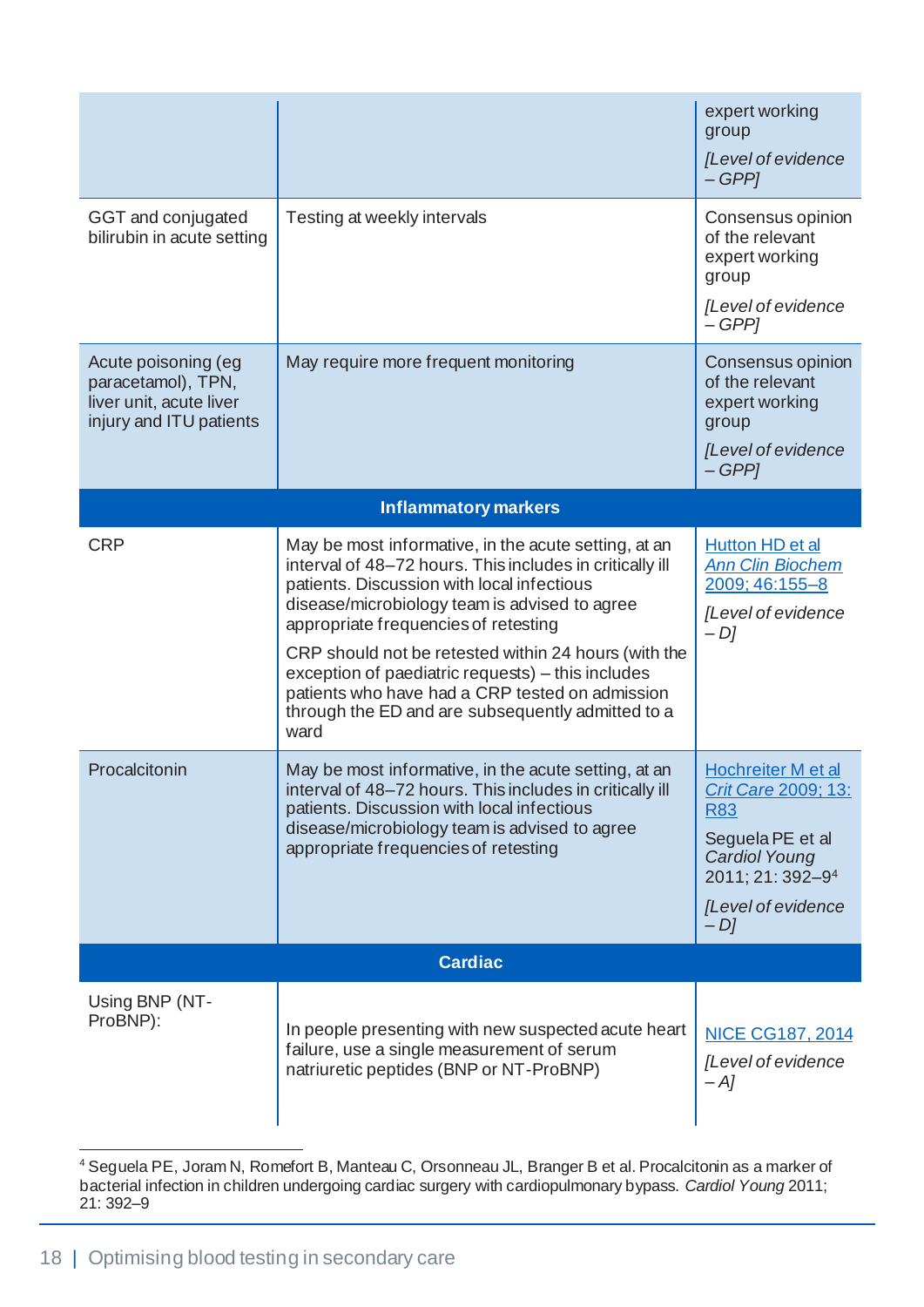| | | |
|---|---|---|
| | | expert working group<br><br>*[Level of evidence – GPP]* |
| GGT and conjugated bilirubin in acute setting | Testing at weekly intervals | Consensus opinion of the relevant expert working group<br><br>*[Level of evidence – GPP]* |
| Acute poisoning (eg paracetamol), TPN, liver unit, acute liver injury and ITU patients | May require more frequent monitoring | Consensus opinion of the relevant expert working group<br><br>*[Level of evidence – GPP]* |
| **Inflammatory markers** | | |
| CRP | May be most informative, in the acute setting, at an interval of 48–72 hours. This includes in critically ill patients. Discussion with local infectious disease/microbiology team is advised to agree appropriate frequencies of retesting<br><br>CRP should not be retested within 24 hours (with the exception of paediatric requests) – this includes patients who have had a CRP tested on admission through the ED and are subsequently admitted to a ward | Hutton HD et al *Ann Clin Biochem* 2009; 46:155–8<br><br>*[Level of evidence – D]* |
| Procalcitonin | May be most informative, in the acute setting, at an interval of 48–72 hours. This includes in critically ill patients. Discussion with local infectious disease/microbiology team is advised to agree appropriate frequencies of retesting | Hochreiter M et al *Crit Care* 2009; 13: R83<br><br>Seguela PE et al *Cardiol Young* 2011; 21: 392–9[4]<br><br>*[Level of evidence – D]* |
| **Cardiac** | | |
| Using BNP (NT-ProBNP): | In people presenting with new suspected acute heart failure, use a single measurement of serum natriuretic peptides (BNP or NT-ProBNP) | NICE CG187, 2014<br><br>*[Level of evidence – A]* |

[4] Seguela PE, Joram N, Romefort B, Manteau C, Orsonneau JL, Branger B et al. Procalcitonin as a marker of bacterial infection in children undergoing cardiac surgery with cardiopulmonary bypass. *Cardiol Young* 2011; 21: 392–9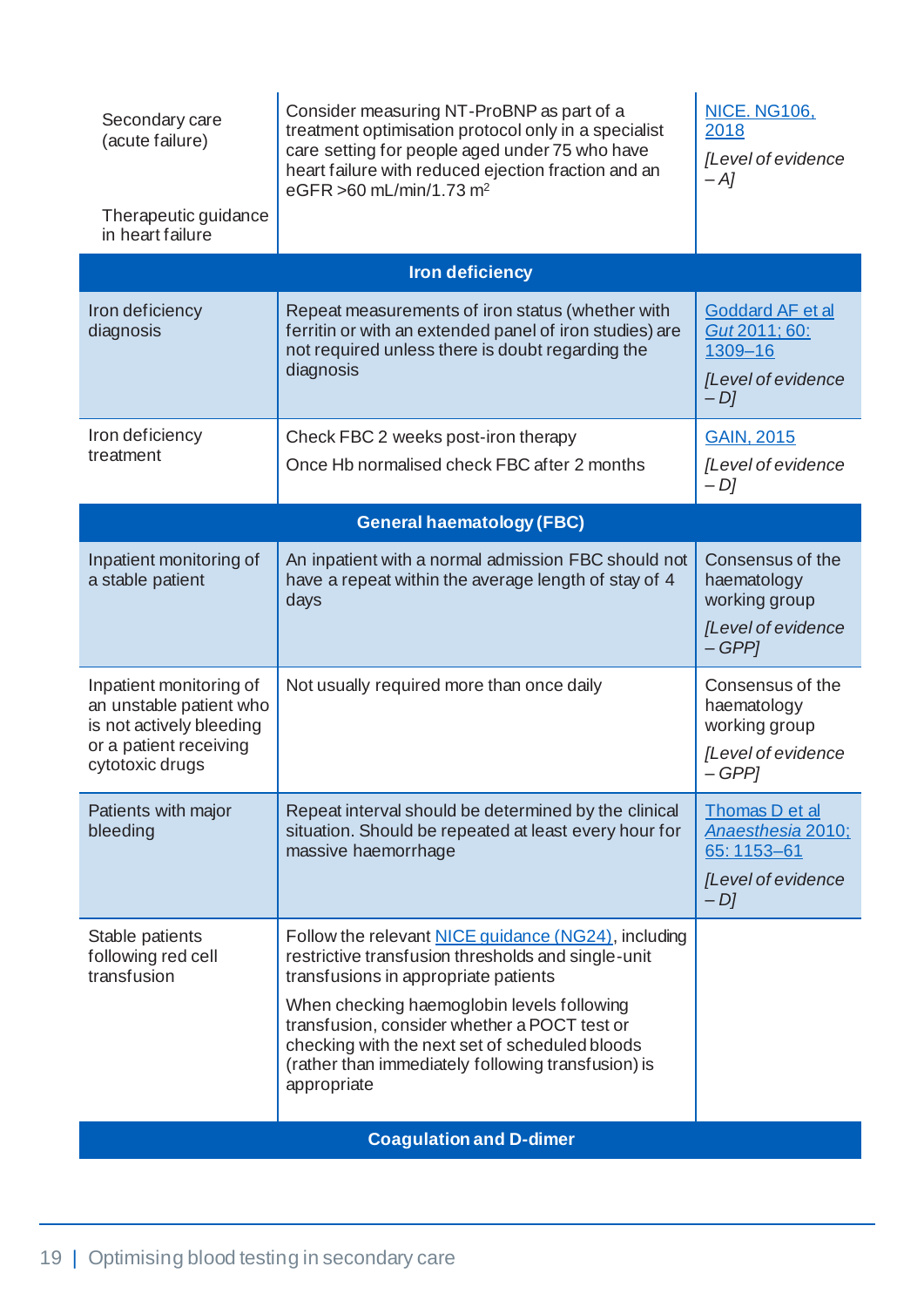| | | |
|---|---|---|
| Secondary care (acute failure)<br><br>Therapeutic guidance in heart failure | Consider measuring NT-ProBNP as part of a treatment optimisation protocol only in a specialist care setting for people aged under 75 who have heart failure with reduced ejection fraction and an eGFR >60 mL/min/1.73 $m^2$ | NICE. NG106, 2018<br><br>*[Level of evidence – A]* |
| **Iron deficiency** | | |
| Iron deficiency diagnosis | Repeat measurements of iron status (whether with ferritin or with an extended panel of iron studies) are not required unless there is doubt regarding the diagnosis | Goddard AF et al *Gut* 2011; 60: 1309–16<br><br>*[Level of evidence – D]* |
| Iron deficiency treatment | Check FBC 2 weeks post-iron therapy<br><br>Once Hb normalised check FBC after 2 months | GAIN, 2015<br><br>*[Level of evidence – D]* |
| **General haematology (FBC)** | | |
| Inpatient monitoring of a stable patient | An inpatient with a normal admission FBC should not have a repeat within the average length of stay of 4 days | Consensus of the haematology working group<br><br>*[Level of evidence – GPP]* |
| Inpatient monitoring of an unstable patient who is not actively bleeding or a patient receiving cytotoxic drugs | Not usually required more than once daily | Consensus of the haematology working group<br><br>*[Level of evidence – GPP]* |
| Patients with major bleeding | Repeat interval should be determined by the clinical situation. Should be repeated at least every hour for massive haemorrhage | Thomas D et al *Anaesthesia* 2010; 65: 1153–61<br><br>*[Level of evidence – D]* |
| Stable patients following red cell transfusion | Follow the relevant NICE guidance (NG24), including restrictive transfusion thresholds and single-unit transfusions in appropriate patients<br><br>When checking haemoglobin levels following transfusion, consider whether a POCT test or checking with the next set of scheduled bloods (rather than immediately following transfusion) is appropriate | |
| **Coagulation and D-dimer** | | |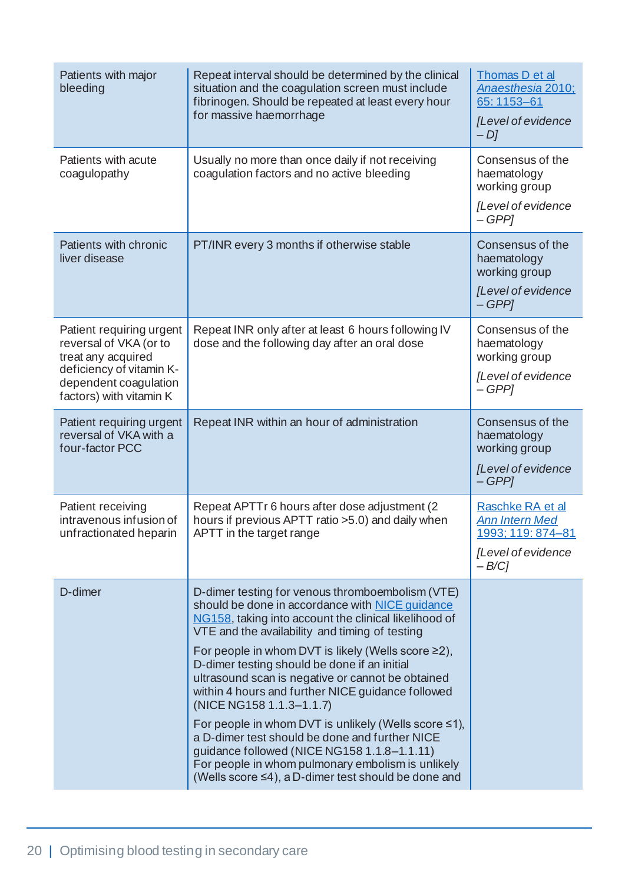| | | |
|---|---|---|
| Patients with major bleeding | Repeat interval should be determined by the clinical situation and the coagulation screen must include fibrinogen. Should be repeated at least every hour for massive haemorrhage | Thomas D et al *Anaesthesia* 2010; 65: 1153–61<br><br>*[Level of evidence – D]* |
| Patients with acute coagulopathy | Usually no more than once daily if not receiving coagulation factors and no active bleeding | Consensus of the haematology working group<br><br>*[Level of evidence – GPP]* |
| Patients with chronic liver disease | PT/INR every 3 months if otherwise stable | Consensus of the haematology working group<br><br>*[Level of evidence – GPP]* |
| Patient requiring urgent reversal of VKA (or to treat any acquired deficiency of vitamin K-dependent coagulation factors) with vitamin K | Repeat INR only after at least 6 hours following IV dose and the following day after an oral dose | Consensus of the haematology working group<br><br>*[Level of evidence – GPP]* |
| Patient requiring urgent reversal of VKA with a four-factor PCC | Repeat INR within an hour of administration | Consensus of the haematology working group<br><br>*[Level of evidence – GPP]* |
| Patient receiving intravenous infusion of unfractionated heparin | Repeat APTTr 6 hours after dose adjustment (2 hours if previous APTT ratio >5.0) and daily when APTT in the target range | Raschke RA et al *Ann Intern Med* 1993; 119: 874–81<br><br>*[Level of evidence – B/C]* |
| D-dimer | D-dimer testing for venous thromboembolism (VTE) should be done in accordance with NICE guidance NG158, taking into account the clinical likelihood of VTE and the availability and timing of testing<br><br>For people in whom DVT is likely (Wells score ≥2), D-dimer testing should be done if an initial ultrasound scan is negative or cannot be obtained within 4 hours and further NICE guidance followed (NICE NG158 1.1.3–1.1.7)<br><br>For people in whom DVT is unlikely (Wells score ≤1), a D-dimer test should be done and further NICE guidance followed (NICE NG158 1.1.8–1.1.11)<br>For people in whom pulmonary embolism is unlikely (Wells score ≤4), a D-dimer test should be done and | |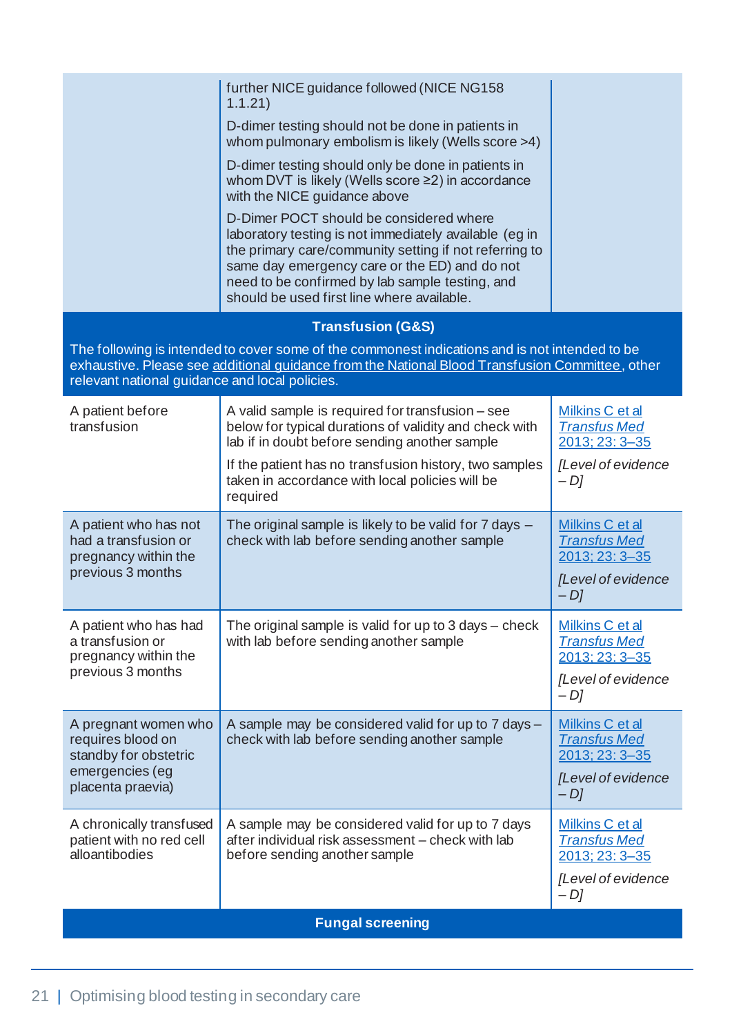| | | |
|---|---|---|
| | further NICE guidance followed (NICE NG158 1.1.21)<br><br>D-dimer testing should not be done in patients in whom pulmonary embolism is likely (Wells score >4)<br><br>D-dimer testing should only be done in patients in whom DVT is likely (Wells score ≥2) in accordance with the NICE guidance above<br><br>D-Dimer POCT should be considered where laboratory testing is not immediately available (eg in the primary care/community setting if not referring to same day emergency care or the ED) and do not need to be confirmed by lab sample testing, and should be used first line where available. | |
| **Transfusion (G&S)** | | |
| The following is intended to cover some of the commonest indications and is not intended to be exhaustive. Please see additional guidance from the National Blood Transfusion Committee, other relevant national guidance and local policies. | | |
| A patient before transfusion | A valid sample is required for transfusion – see below for typical durations of validity and check with lab if in doubt before sending another sample<br><br>If the patient has no transfusion history, two samples taken in accordance with local policies will be required | Milkins C et al *Transfus Med* 2013; 23: 3–35<br><br>*[Level of evidence – D]* |
| A patient who has not had a transfusion or pregnancy within the previous 3 months | The original sample is likely to be valid for 7 days – check with lab before sending another sample | Milkins C et al *Transfus Med* 2013; 23: 3–35<br><br>*[Level of evidence – D]* |
| A patient who has had a transfusion or pregnancy within the previous 3 months | The original sample is valid for up to 3 days – check with lab before sending another sample | Milkins C et al *Transfus Med* 2013; 23: 3–35<br><br>*[Level of evidence – D]* |
| A pregnant women who requires blood on standby for obstetric emergencies (eg placenta praevia) | A sample may be considered valid for up to 7 days – check with lab before sending another sample | Milkins C et al *Transfus Med* 2013; 23: 3–35<br><br>*[Level of evidence – D]* |
| A chronically transfused patient with no red cell alloantibodies | A sample may be considered valid for up to 7 days after individual risk assessment – check with lab before sending another sample | Milkins C et al *Transfus Med* 2013; 23: 3–35<br><br>*[Level of evidence – D]* |
| **Fungal screening** | | |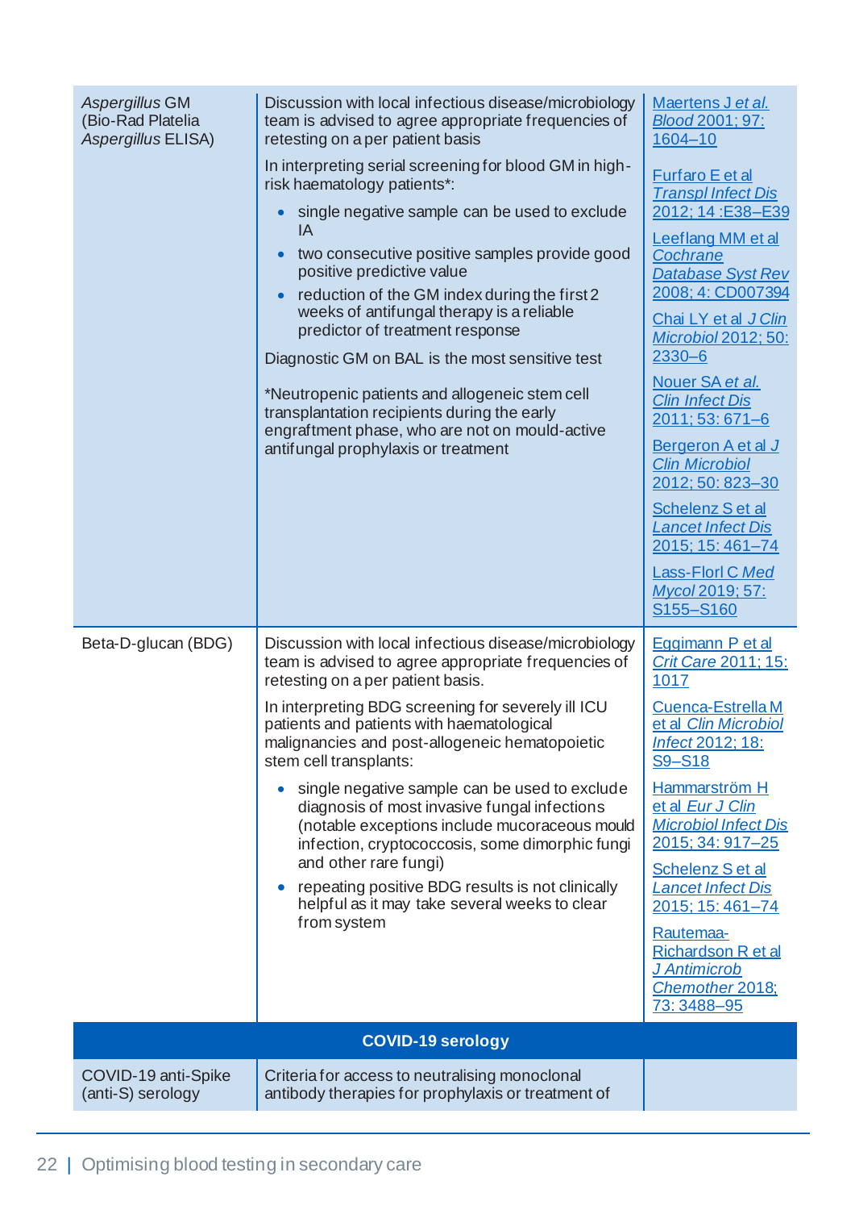| | | |
|---|---|---|
| *Aspergillus* GM (Bio-Rad Platelia *Aspergillus* ELISA) | Discussion with local infectious disease/microbiology team is advised to agree appropriate frequencies of retesting on a per patient basis<br><br>In interpreting serial screening for blood GM in high-risk haematology patients*:<br>• single negative sample can be used to exclude IA<br>• two consecutive positive samples provide good positive predictive value<br>• reduction of the GM index during the first 2 weeks of antifungal therapy is a reliable predictor of treatment response<br><br>Diagnostic GM on BAL is the most sensitive test<br><br>*Neutropenic patients and allogeneic stem cell transplantation recipients during the early engraftment phase, who are not on mould-active antifungal prophylaxis or treatment | Maertens J *et al. Blood* 2001; 97: 1604–10<br><br>Furfaro E et al *Transpl Infect Dis* 2012; 14 :E38–E39<br><br>Leeflang MM et al *Cochrane Database Syst Rev* 2008; 4: CD007394<br><br>Chai LY et al *J Clin Microbiol* 2012; 50: 2330–6<br><br>Nouer SA *et al. Clin Infect Dis* 2011; 53: 671–6<br><br>Bergeron A et al *J Clin Microbiol* 2012; 50: 823–30<br><br>Schelenz S et al *Lancet Infect Dis* 2015; 15: 461–74<br><br>Lass-Florl C *Med Mycol* 2019; 57: S155–S160 |
| Beta-D-glucan (BDG) | Discussion with local infectious disease/microbiology team is advised to agree appropriate frequencies of retesting on a per patient basis.<br><br>In interpreting BDG screening for severely ill ICU patients and patients with haematological malignancies and post-allogeneic hematopoietic stem cell transplants:<br>• single negative sample can be used to exclude diagnosis of most invasive fungal infections (notable exceptions include mucoraceous mould infection, cryptococcosis, some dimorphic fungi and other rare fungi)<br>• repeating positive BDG results is not clinically helpful as it may take several weeks to clear from system | Eggimann P et al *Crit Care* 2011; 15: 1017<br><br>Cuenca-Estrella M et al *Clin Microbiol Infect* 2012; 18: S9–S18<br><br>Hammarström H et al *Eur J Clin Microbiol Infect Dis* 2015; 34: 917–25<br><br>Schelenz S et al *Lancet Infect Dis* 2015; 15: 461–74<br><br>Rautemaa-Richardson R et al *J Antimicrob Chemother* 2018; 73: 3488–95 |
| **COVID-19 serology** | | |
| COVID-19 anti-Spike (anti-S) serology | Criteria for access to neutralising monoclonal antibody therapies for prophylaxis or treatment of | |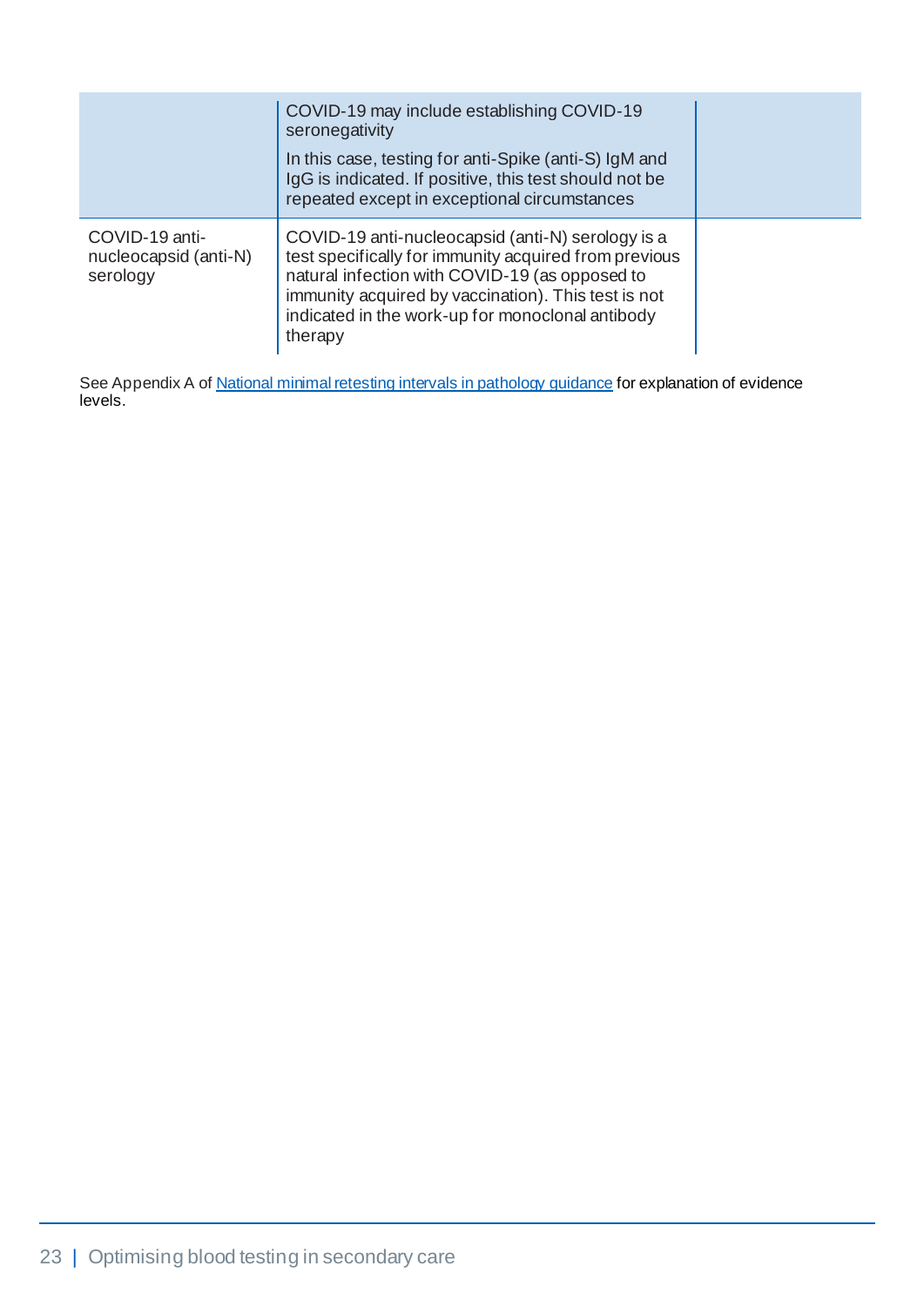| | | |
|---|---|---|
| | COVID-19 may include establishing COVID-19 seronegativity<br><br>In this case, testing for anti-Spike (anti-S) IgM and IgG is indicated. If positive, this test should not be repeated except in exceptional circumstances | |
| COVID-19 anti-nucleocapsid (anti-N) serology | COVID-19 anti-nucleocapsid (anti-N) serology is a test specifically for immunity acquired from previous natural infection with COVID-19 (as opposed to immunity acquired by vaccination). This test is not indicated in the work-up for monoclonal antibody therapy | |

See Appendix A of National minimal retesting intervals in pathology guidance for explanation of evidence levels.